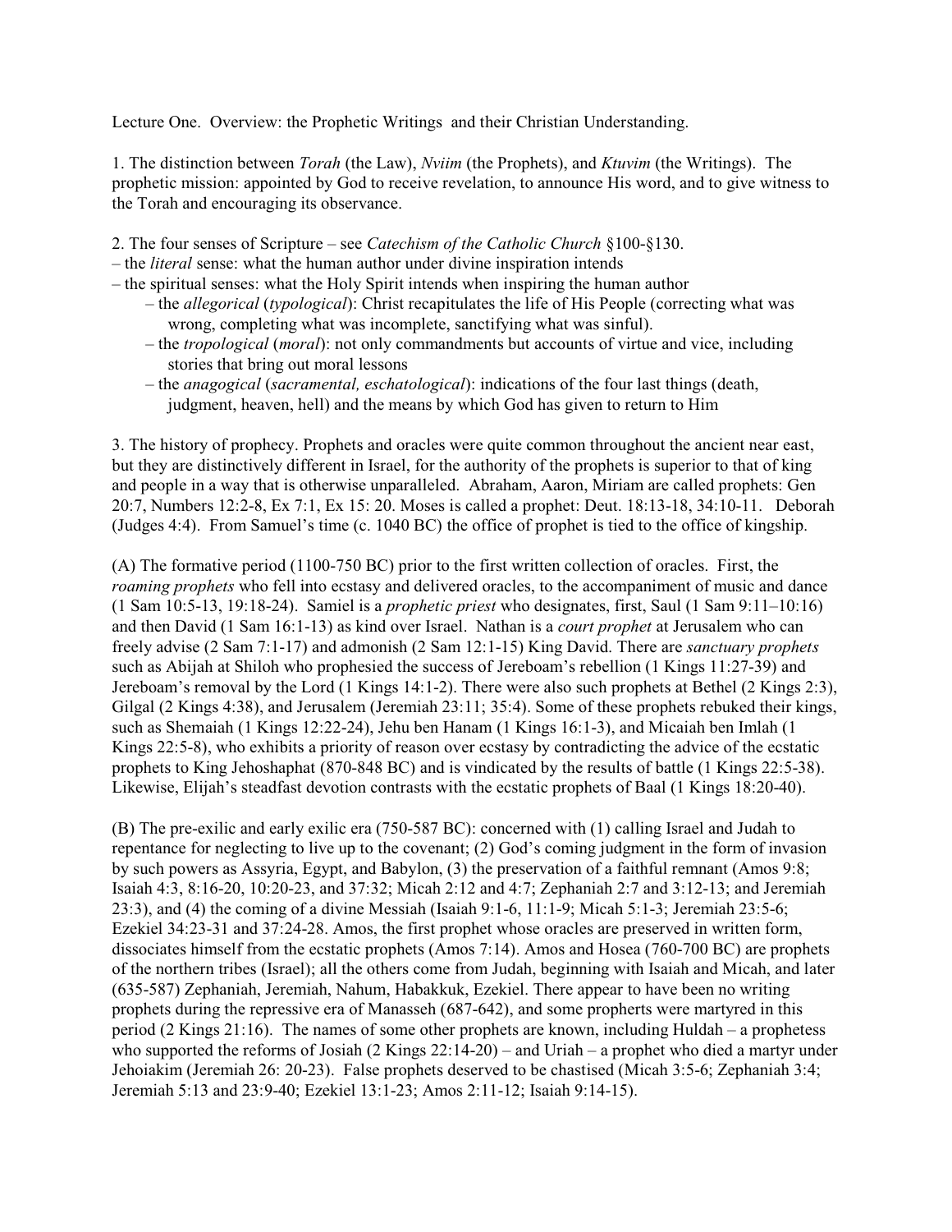Lecture One. Overview: the Prophetic Writings and their Christian Understanding.

1. The distinction between *Torah* (the Law), *Nviim* (the Prophets), and *Ktuvim* (the Writings). The prophetic mission: appointed by God to receive revelation, to announce His word, and to give witness to the Torah and encouraging its observance.

2. The four senses of Scripture – see *Catechism of the Catholic Church* §100-§130.
– the *literal* sense: what the human author under divine inspiration intends
– the spiritual senses: what the Holy Spirit intends when inspiring the human author
  – the *allegorical* (*typological*): Christ recapitulates the life of His People (correcting what was wrong, completing what was incomplete, sanctifying what was sinful).
  – the *tropological* (*moral*): not only commandments but accounts of virtue and vice, including stories that bring out moral lessons
  – the *anagogical* (*sacramental, eschatological*): indications of the four last things (death, judgment, heaven, hell) and the means by which God has given to return to Him

3. The history of prophecy. Prophets and oracles were quite common throughout the ancient near east, but they are distinctively different in Israel, for the authority of the prophets is superior to that of king and people in a way that is otherwise unparalleled. Abraham, Aaron, Miriam are called prophets: Gen 20:7, Numbers 12:2-8, Ex 7:1, Ex 15: 20. Moses is called a prophet: Deut. 18:13-18, 34:10-11. Deborah (Judges 4:4). From Samuel's time (c. 1040 BC) the office of prophet is tied to the office of kingship.

(A) The formative period (1100-750 BC) prior to the first written collection of oracles. First, the *roaming prophets* who fell into ecstasy and delivered oracles, to the accompaniment of music and dance (1 Sam 10:5-13, 19:18-24). Samiel is a *prophetic priest* who designates, first, Saul (1 Sam 9:11–10:16) and then David (1 Sam 16:1-13) as kind over Israel. Nathan is a *court prophet* at Jerusalem who can freely advise (2 Sam 7:1-17) and admonish (2 Sam 12:1-15) King David. There are *sanctuary prophets* such as Abijah at Shiloh who prophesied the success of Jereboam's rebellion (1 Kings 11:27-39) and Jereboam's removal by the Lord (1 Kings 14:1-2). There were also such prophets at Bethel (2 Kings 2:3), Gilgal (2 Kings 4:38), and Jerusalem (Jeremiah 23:11; 35:4). Some of these prophets rebuked their kings, such as Shemaiah (1 Kings 12:22-24), Jehu ben Hanam (1 Kings 16:1-3), and Micaiah ben Imlah (1 Kings 22:5-8), who exhibits a priority of reason over ecstasy by contradicting the advice of the ecstatic prophets to King Jehoshaphat (870-848 BC) and is vindicated by the results of battle (1 Kings 22:5-38). Likewise, Elijah's steadfast devotion contrasts with the ecstatic prophets of Baal (1 Kings 18:20-40).

(B) The pre-exilic and early exilic era (750-587 BC): concerned with (1) calling Israel and Judah to repentance for neglecting to live up to the covenant; (2) God's coming judgment in the form of invasion by such powers as Assyria, Egypt, and Babylon, (3) the preservation of a faithful remnant (Amos 9:8; Isaiah 4:3, 8:16-20, 10:20-23, and 37:32; Micah 2:12 and 4:7; Zephaniah 2:7 and 3:12-13; and Jeremiah 23:3), and (4) the coming of a divine Messiah (Isaiah 9:1-6, 11:1-9; Micah 5:1-3; Jeremiah 23:5-6; Ezekiel 34:23-31 and 37:24-28. Amos, the first prophet whose oracles are preserved in written form, dissociates himself from the ecstatic prophets (Amos 7:14). Amos and Hosea (760-700 BC) are prophets of the northern tribes (Israel); all the others come from Judah, beginning with Isaiah and Micah, and later (635-587) Zephaniah, Jeremiah, Nahum, Habakkuk, Ezekiel. There appear to have been no writing prophets during the repressive era of Manasseh (687-642), and some properts were martyred in this period (2 Kings 21:16). The names of some other prophets are known, including Huldah – a prophetess who supported the reforms of Josiah (2 Kings 22:14-20) – and Uriah – a prophet who died a martyr under Jehoiakim (Jeremiah 26: 20-23). False prophets deserved to be chastised (Micah 3:5-6; Zephaniah 3:4; Jeremiah 5:13 and 23:9-40; Ezekiel 13:1-23; Amos 2:11-12; Isaiah 9:14-15).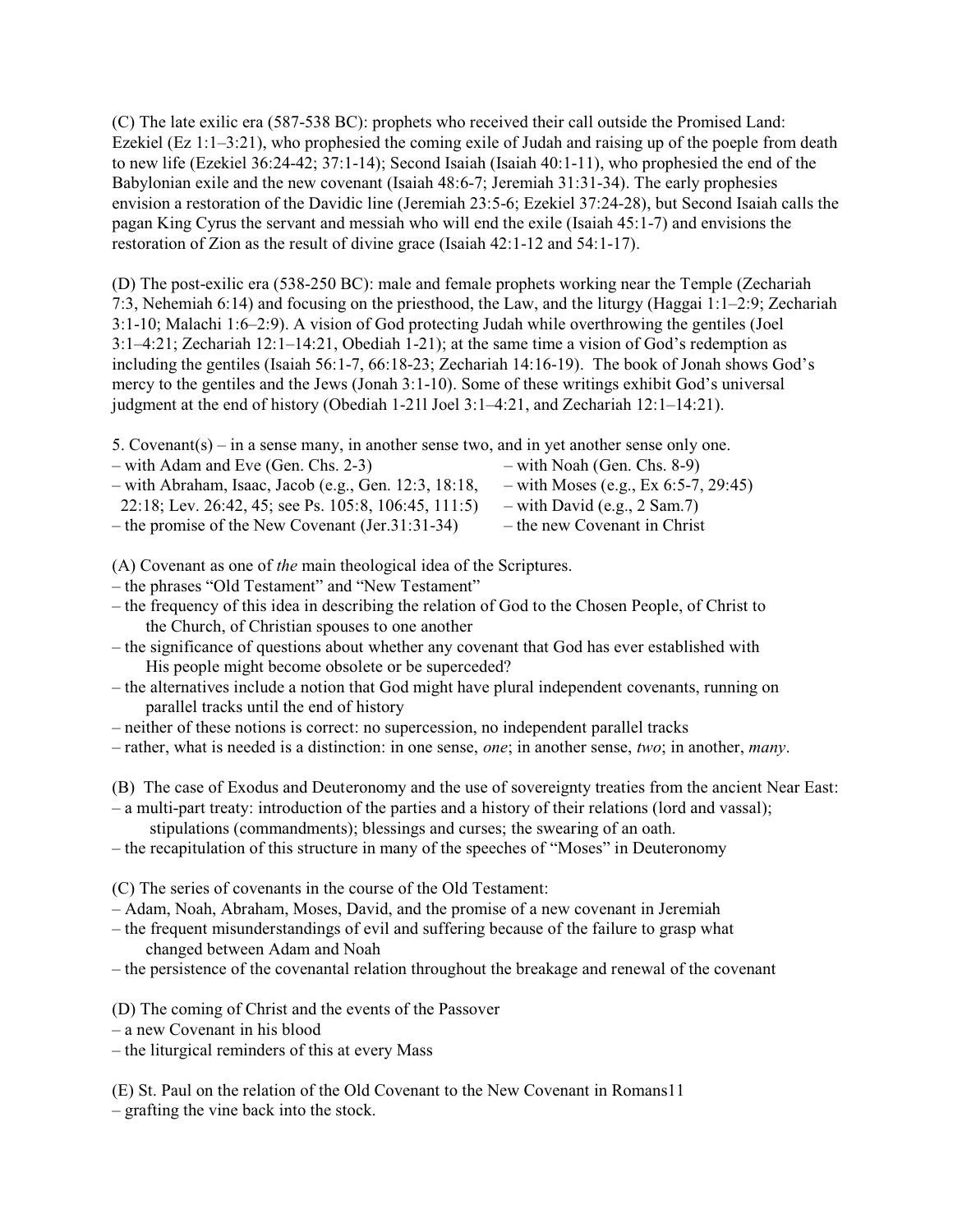(C) The late exilic era (587-538 BC): prophets who received their call outside the Promised Land: Ezekiel (Ez 1:1–3:21), who prophesied the coming exile of Judah and raising up of the poeple from death to new life (Ezekiel 36:24-42; 37:1-14); Second Isaiah (Isaiah 40:1-11), who prophesied the end of the Babylonian exile and the new covenant (Isaiah 48:6-7; Jeremiah 31:31-34). The early prophesies envision a restoration of the Davidic line (Jeremiah 23:5-6; Ezekiel 37:24-28), but Second Isaiah calls the pagan King Cyrus the servant and messiah who will end the exile (Isaiah 45:1-7) and envisions the restoration of Zion as the result of divine grace (Isaiah 42:1-12 and 54:1-17).

(D) The post-exilic era (538-250 BC): male and female prophets working near the Temple (Zechariah 7:3, Nehemiah 6:14) and focusing on the priesthood, the Law, and the liturgy (Haggai 1:1–2:9; Zechariah 3:1-10; Malachi 1:6–2:9). A vision of God protecting Judah while overthrowing the gentiles (Joel 3:1–4:21; Zechariah 12:1–14:21, Obediah 1-21); at the same time a vision of God's redemption as including the gentiles (Isaiah 56:1-7, 66:18-23; Zechariah 14:16-19). The book of Jonah shows God's mercy to the gentiles and the Jews (Jonah 3:1-10). Some of these writings exhibit God's universal judgment at the end of history (Obediah 1-21l Joel 3:1–4:21, and Zechariah 12:1–14:21).

5. Covenant(s) – in a sense many, in another sense two, and in yet another sense only one.
– with Adam and Eve (Gen. Chs. 2-3)
– with Noah (Gen. Chs. 8-9)
– with Abraham, Isaac, Jacob (e.g., Gen. 12:3, 18:18, 22:18; Lev. 26:42, 45; see Ps. 105:8, 106:45, 111:5)
– with Moses (e.g., Ex 6:5-7, 29:45)
– with David (e.g., 2 Sam.7)
– the promise of the New Covenant (Jer.31:31-34)
– the new Covenant in Christ

(A) Covenant as one of *the* main theological idea of the Scriptures.
– the phrases "Old Testament" and "New Testament"
– the frequency of this idea in describing the relation of God to the Chosen People, of Christ to the Church, of Christian spouses to one another
– the significance of questions about whether any covenant that God has ever established with His people might become obsolete or be superceded?
– the alternatives include a notion that God might have plural independent covenants, running on parallel tracks until the end of history
– neither of these notions is correct: no supercession, no independent parallel tracks
– rather, what is needed is a distinction: in one sense, *one*; in another sense, *two*; in another, *many*.

(B) The case of Exodus and Deuteronomy and the use of sovereignty treaties from the ancient Near East:
– a multi-part treaty: introduction of the parties and a history of their relations (lord and vassal); stipulations (commandments); blessings and curses; the swearing of an oath.
– the recapitulation of this structure in many of the speeches of "Moses" in Deuteronomy

(C) The series of covenants in the course of the Old Testament:
– Adam, Noah, Abraham, Moses, David, and the promise of a new covenant in Jeremiah
– the frequent misunderstandings of evil and suffering because of the failure to grasp what changed between Adam and Noah
– the persistence of the covenantal relation throughout the breakage and renewal of the covenant

(D) The coming of Christ and the events of the Passover
– a new Covenant in his blood
– the liturgical reminders of this at every Mass

(E) St. Paul on the relation of the Old Covenant to the New Covenant in Romans11
– grafting the vine back into the stock.